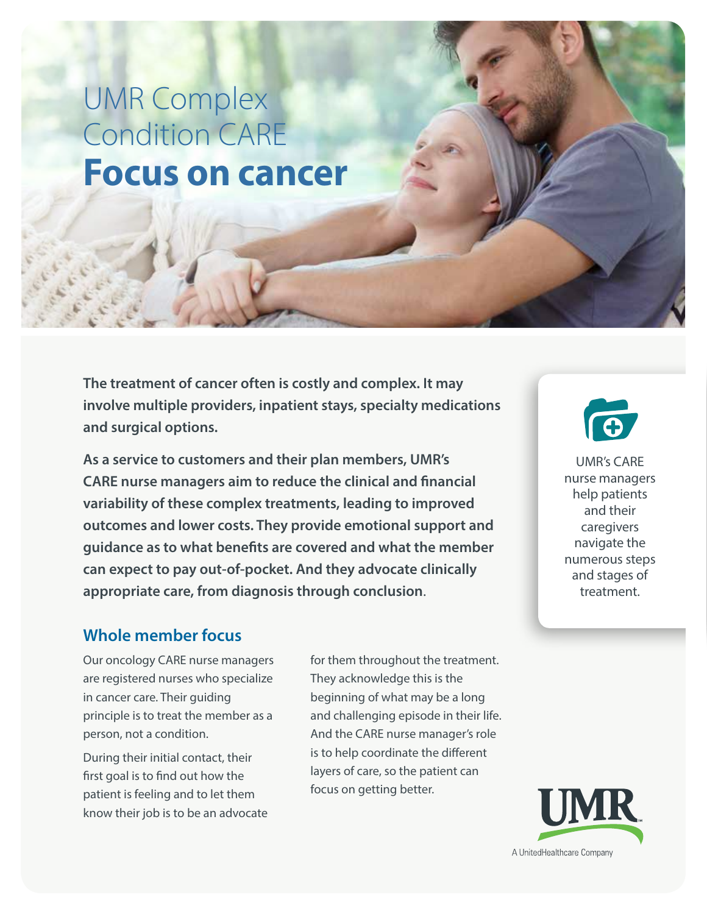# UMR Complex Condition CARE
# **Focus on cancer**

**The treatment of cancer often is costly and complex. It may involve multiple providers, inpatient stays, specialty medications and surgical options.**

**As a service to customers and their plan members, UMR's CARE nurse managers aim to reduce the clinical and financial variability of these complex treatments, leading to improved outcomes and lower costs. They provide emotional support and guidance as to what benefits are covered and what the member can expect to pay out-of-pocket. And they advocate clinically appropriate care, from diagnosis through conclusion**.

UMR's CARE nurse managers help patients and their caregivers navigate the numerous steps and stages of treatment.

## Whole member focus

Our oncology CARE nurse managers are registered nurses who specialize in cancer care. Their guiding principle is to treat the member as a person, not a condition.

During their initial contact, their first goal is to find out how the patient is feeling and to let them know their job is to be an advocate for them throughout the treatment. They acknowledge this is the beginning of what may be a long and challenging episode in their life. And the CARE nurse manager's role is to help coordinate the different layers of care, so the patient can focus on getting better.

UMR
A UnitedHealthcare Company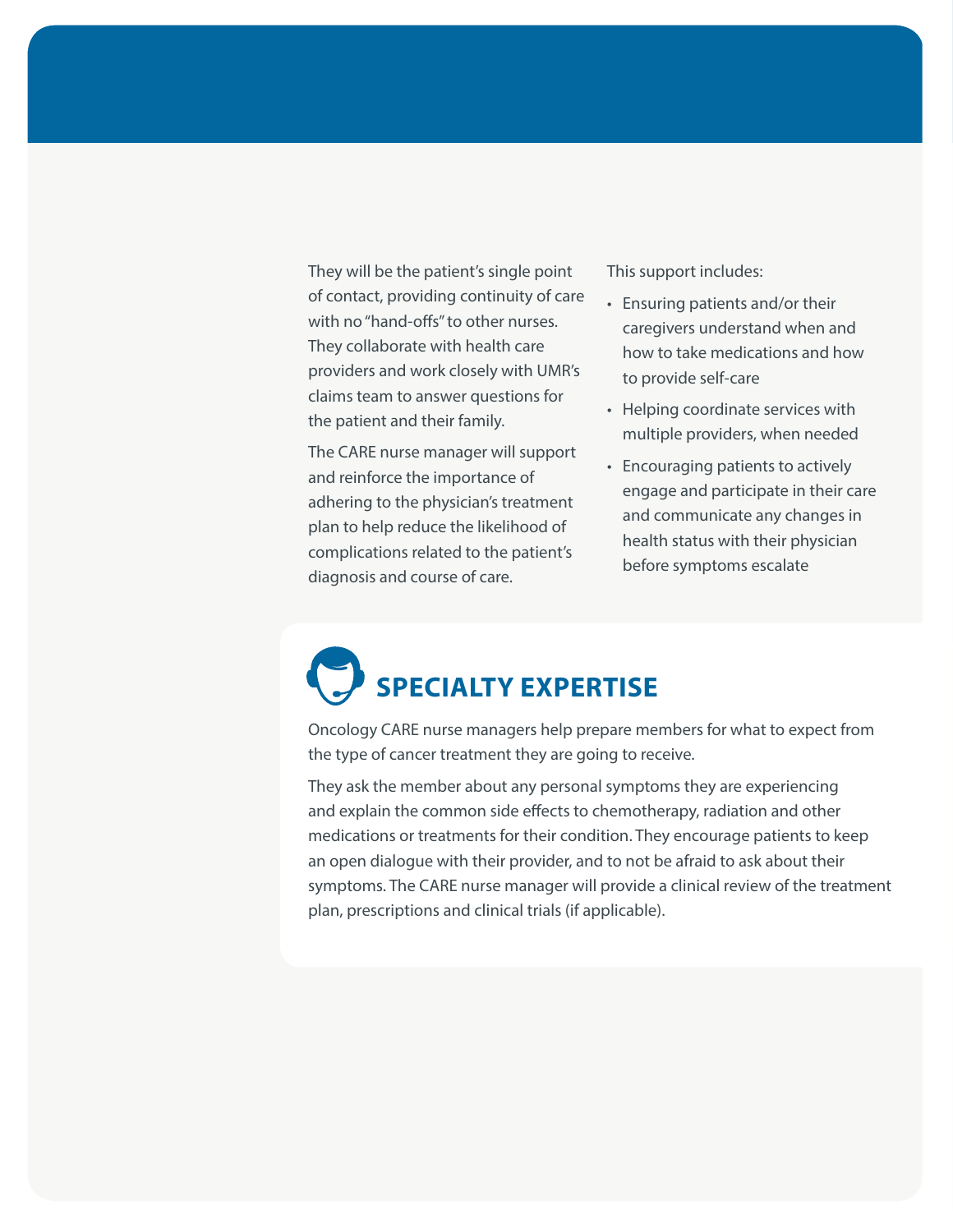They will be the patient's single point of contact, providing continuity of care with no "hand-offs" to other nurses. They collaborate with health care providers and work closely with UMR's claims team to answer questions for the patient and their family.

The CARE nurse manager will support and reinforce the importance of adhering to the physician's treatment plan to help reduce the likelihood of complications related to the patient's diagnosis and course of care.

This support includes:

- Ensuring patients and/or their caregivers understand when and how to take medications and how to provide self-care
- Helping coordinate services with multiple providers, when needed
- Encouraging patients to actively engage and participate in their care and communicate any changes in health status with their physician before symptoms escalate

## SPECIALTY EXPERTISE

Oncology CARE nurse managers help prepare members for what to expect from the type of cancer treatment they are going to receive.

They ask the member about any personal symptoms they are experiencing and explain the common side effects to chemotherapy, radiation and other medications or treatments for their condition. They encourage patients to keep an open dialogue with their provider, and to not be afraid to ask about their symptoms. The CARE nurse manager will provide a clinical review of the treatment plan, prescriptions and clinical trials (if applicable).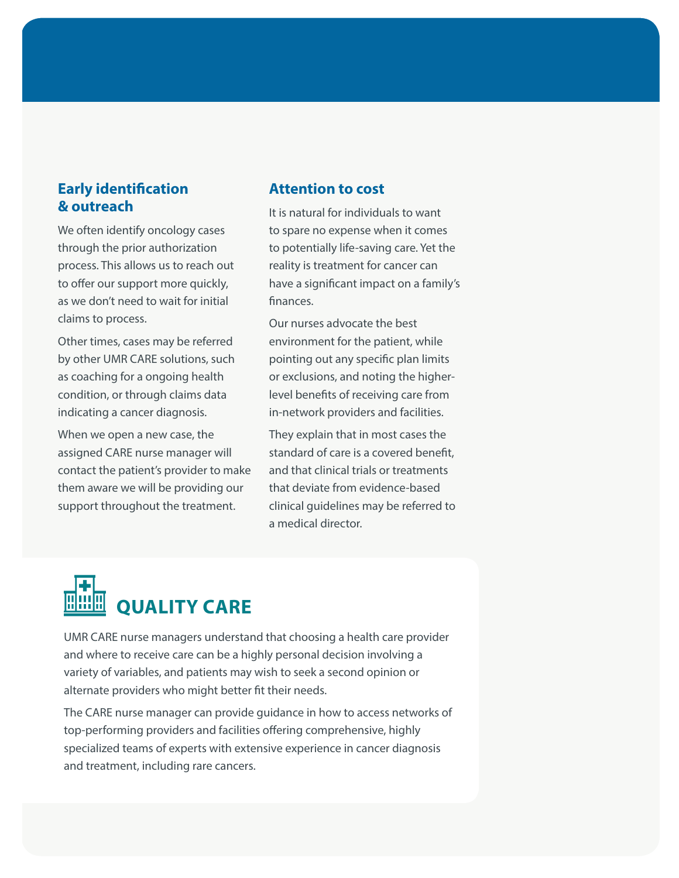## Early identification & outreach

We often identify oncology cases through the prior authorization process. This allows us to reach out to offer our support more quickly, as we don't need to wait for initial claims to process.

Other times, cases may be referred by other UMR CARE solutions, such as coaching for a ongoing health condition, or through claims data indicating a cancer diagnosis.

When we open a new case, the assigned CARE nurse manager will contact the patient's provider to make them aware we will be providing our support throughout the treatment.

## Attention to cost

It is natural for individuals to want to spare no expense when it comes to potentially life-saving care. Yet the reality is treatment for cancer can have a significant impact on a family's finances.

Our nurses advocate the best environment for the patient, while pointing out any specific plan limits or exclusions, and noting the higher-level benefits of receiving care from in-network providers and facilities.

They explain that in most cases the standard of care is a covered benefit, and that clinical trials or treatments that deviate from evidence-based clinical guidelines may be referred to a medical director.

# QUALITY CARE

UMR CARE nurse managers understand that choosing a health care provider and where to receive care can be a highly personal decision involving a variety of variables, and patients may wish to seek a second opinion or alternate providers who might better fit their needs.

The CARE nurse manager can provide guidance in how to access networks of top-performing providers and facilities offering comprehensive, highly specialized teams of experts with extensive experience in cancer diagnosis and treatment, including rare cancers.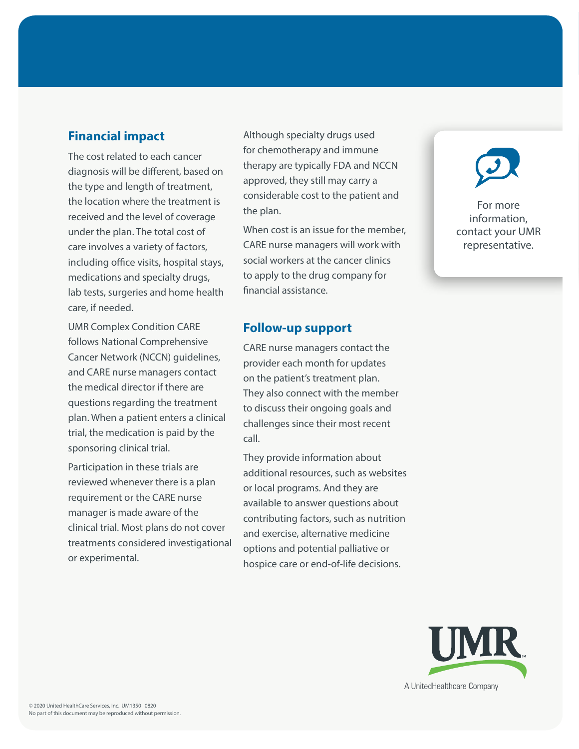## Financial impact

The cost related to each cancer diagnosis will be different, based on the type and length of treatment, the location where the treatment is received and the level of coverage under the plan. The total cost of care involves a variety of factors, including office visits, hospital stays, medications and specialty drugs, lab tests, surgeries and home health care, if needed.

UMR Complex Condition CARE follows National Comprehensive Cancer Network (NCCN) guidelines, and CARE nurse managers contact the medical director if there are questions regarding the treatment plan. When a patient enters a clinical trial, the medication is paid by the sponsoring clinical trial.

Participation in these trials are reviewed whenever there is a plan requirement or the CARE nurse manager is made aware of the clinical trial. Most plans do not cover treatments considered investigational or experimental.

Although specialty drugs used for chemotherapy and immune therapy are typically FDA and NCCN approved, they still may carry a considerable cost to the patient and the plan.

When cost is an issue for the member, CARE nurse managers will work with social workers at the cancer clinics to apply to the drug company for financial assistance.

## Follow-up support

CARE nurse managers contact the provider each month for updates on the patient's treatment plan. They also connect with the member to discuss their ongoing goals and challenges since their most recent call.

They provide information about additional resources, such as websites or local programs. And they are available to answer questions about contributing factors, such as nutrition and exercise, alternative medicine options and potential palliative or hospice care or end-of-life decisions.

For more information, contact your UMR representative.

UMR
A UnitedHealthcare Company

© 2020 United HealthCare Services, Inc. UM1350 0820
No part of this document may be reproduced without permission.